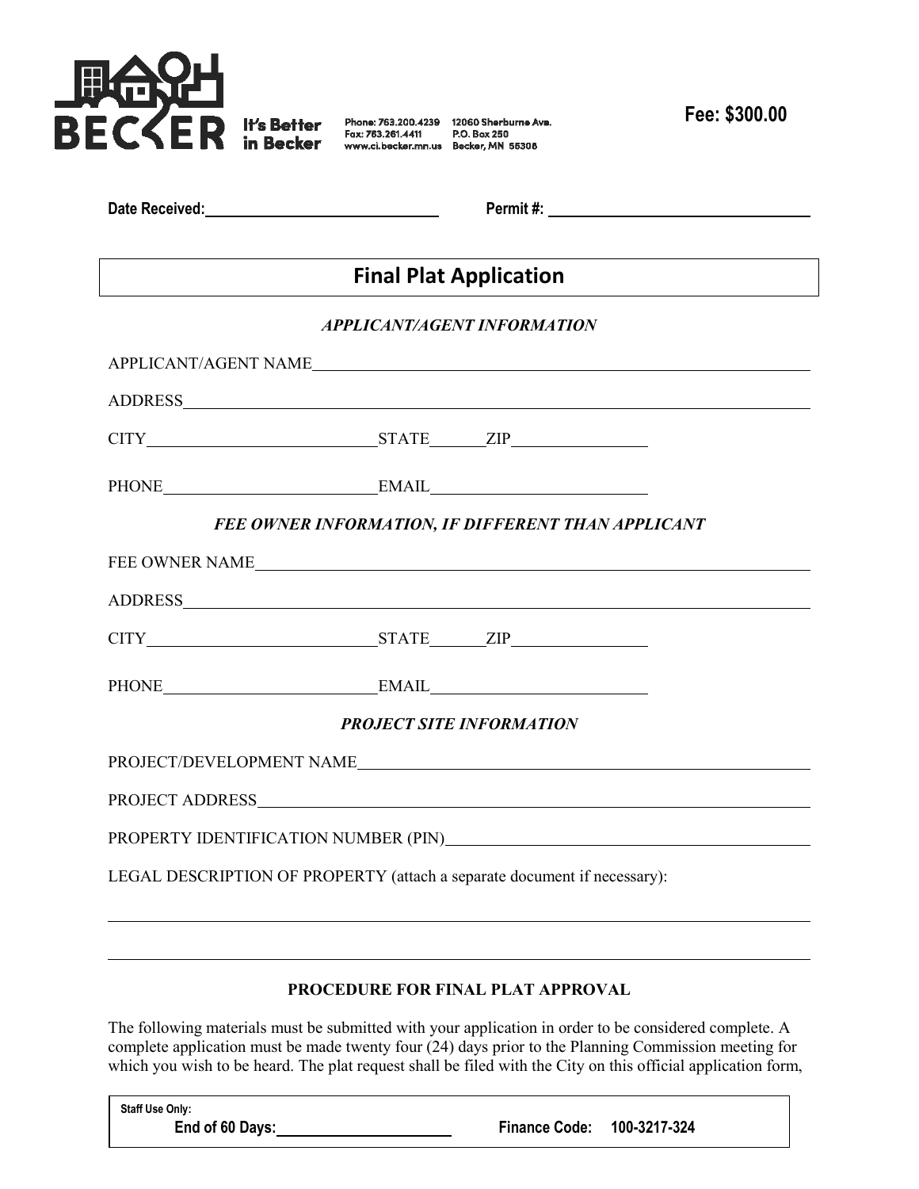BECKER It's Better in Becker

Phone: 763.200.4239
Fax: 763.261.4411
www.ci.becker.mn.us

12060 Sherburne Ave.
P.O. Box 250
Becker, MN 55308

**Fee: $300.00**

**Date Received:** ______________________ **Permit #:** ______________________

# Final Plat Application

### *APPLICANT/AGENT INFORMATION*

APPLICANT/AGENT NAME ______________________

ADDRESS ______________________

CITY ______________________ STATE ________ ZIP ______________

PHONE ______________________ EMAIL ______________________

### *FEE OWNER INFORMATION, IF DIFFERENT THAN APPLICANT*

FEE OWNER NAME ______________________

ADDRESS ______________________

CITY ______________________ STATE ________ ZIP ______________

PHONE ______________________ EMAIL ______________________

### *PROJECT SITE INFORMATION*

PROJECT/DEVELOPMENT NAME ______________________

PROJECT ADDRESS ______________________

PROPERTY IDENTIFICATION NUMBER (PIN) ______________________

LEGAL DESCRIPTION OF PROPERTY (attach a separate document if necessary):

______________________

______________________

### PROCEDURE FOR FINAL PLAT APPROVAL

The following materials must be submitted with your application in order to be considered complete. A complete application must be made twenty four (24) days prior to the Planning Commission meeting for which you wish to be heard. The plat request shall be filed with the City on this official application form,

**Staff Use Only:**
**End of 60 Days:** ______________________ **Finance Code: 100-3217-324**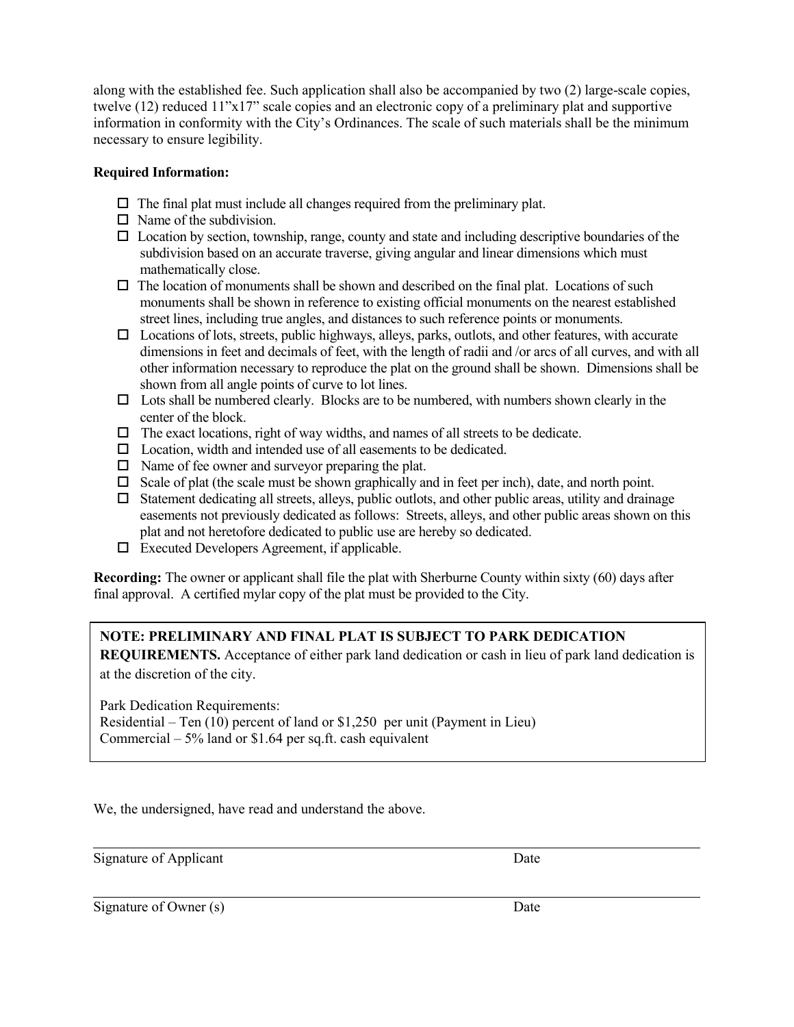along with the established fee. Such application shall also be accompanied by two (2) large-scale copies, twelve (12) reduced 11"x17" scale copies and an electronic copy of a preliminary plat and supportive information in conformity with the City's Ordinances. The scale of such materials shall be the minimum necessary to ensure legibility.

**Required Information:**

- ☐ The final plat must include all changes required from the preliminary plat.
- ☐ Name of the subdivision.
- ☐ Location by section, township, range, county and state and including descriptive boundaries of the subdivision based on an accurate traverse, giving angular and linear dimensions which must mathematically close.
- ☐ The location of monuments shall be shown and described on the final plat. Locations of such monuments shall be shown in reference to existing official monuments on the nearest established street lines, including true angles, and distances to such reference points or monuments.
- ☐ Locations of lots, streets, public highways, alleys, parks, outlots, and other features, with accurate dimensions in feet and decimals of feet, with the length of radii and /or arcs of all curves, and with all other information necessary to reproduce the plat on the ground shall be shown. Dimensions shall be shown from all angle points of curve to lot lines.
- ☐ Lots shall be numbered clearly. Blocks are to be numbered, with numbers shown clearly in the center of the block.
- ☐ The exact locations, right of way widths, and names of all streets to be dedicate.
- ☐ Location, width and intended use of all easements to be dedicated.
- ☐ Name of fee owner and surveyor preparing the plat.
- ☐ Scale of plat (the scale must be shown graphically and in feet per inch), date, and north point.
- ☐ Statement dedicating all streets, alleys, public outlots, and other public areas, utility and drainage easements not previously dedicated as follows: Streets, alleys, and other public areas shown on this plat and not heretofore dedicated to public use are hereby so dedicated.
- ☐ Executed Developers Agreement, if applicable.

**Recording:** The owner or applicant shall file the plat with Sherburne County within sixty (60) days after final approval. A certified mylar copy of the plat must be provided to the City.

**NOTE: PRELIMINARY AND FINAL PLAT IS SUBJECT TO PARK DEDICATION REQUIREMENTS.** Acceptance of either park land dedication or cash in lieu of park land dedication is at the discretion of the city.

Park Dedication Requirements:
Residential – Ten (10) percent of land or $1,250 per unit (Payment in Lieu)
Commercial – 5% land or $1.64 per sq.ft. cash equivalent

We, the undersigned, have read and understand the above.

Signature of Applicant ____________________ Date ____________

Signature of Owner (s) ____________________ Date ____________